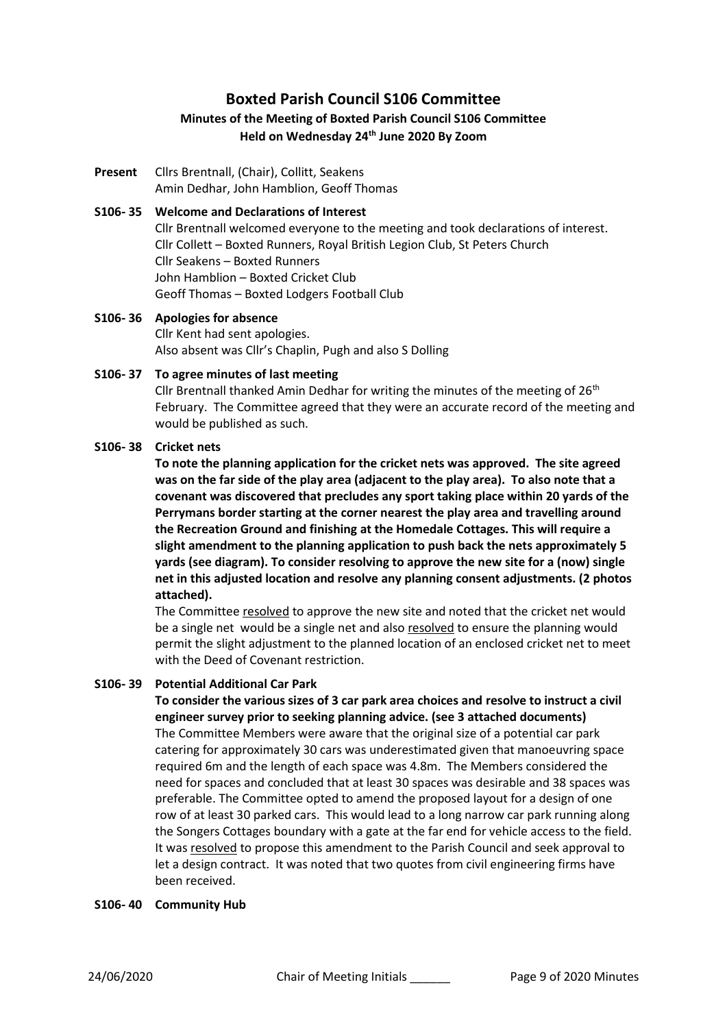# Boxted Parish Council S106 Committee

## Minutes of the Meeting of Boxted Parish Council S106 Committee
## Held on Wednesday 24th June 2020 By Zoom

**Present** Cllrs Brentnall, (Chair), Collitt, Seakens
Amin Dedhar, John Hamblion, Geoff Thomas

**S106- 35 Welcome and Declarations of Interest**

Cllr Brentnall welcomed everyone to the meeting and took declarations of interest.
Cllr Collett – Boxted Runners, Royal British Legion Club, St Peters Church
Cllr Seakens – Boxted Runners
John Hamblion – Boxted Cricket Club
Geoff Thomas – Boxted Lodgers Football Club

**S106- 36 Apologies for absence**

Cllr Kent had sent apologies.
Also absent was Cllr's Chaplin, Pugh and also S Dolling

**S106- 37 To agree minutes of last meeting**

Cllr Brentnall thanked Amin Dedhar for writing the minutes of the meeting of 26th February. The Committee agreed that they were an accurate record of the meeting and would be published as such.

**S106- 38 Cricket nets**

**To note the planning application for the cricket nets was approved. The site agreed was on the far side of the play area (adjacent to the play area). To also note that a covenant was discovered that precludes any sport taking place within 20 yards of the Perrymans border starting at the corner nearest the play area and travelling around the Recreation Ground and finishing at the Homedale Cottages. This will require a slight amendment to the planning application to push back the nets approximately 5 yards (see diagram). To consider resolving to approve the new site for a (now) single net in this adjusted location and resolve any planning consent adjustments. (2 photos attached).**

The Committee resolved to approve the new site and noted that the cricket net would be a single net would be a single net and also resolved to ensure the planning would permit the slight adjustment to the planned location of an enclosed cricket net to meet with the Deed of Covenant restriction.

**S106- 39 Potential Additional Car Park**

**To consider the various sizes of 3 car park area choices and resolve to instruct a civil engineer survey prior to seeking planning advice. (see 3 attached documents)**

The Committee Members were aware that the original size of a potential car park catering for approximately 30 cars was underestimated given that manoeuvring space required 6m and the length of each space was 4.8m. The Members considered the need for spaces and concluded that at least 30 spaces was desirable and 38 spaces was preferable. The Committee opted to amend the proposed layout for a design of one row of at least 30 parked cars. This would lead to a long narrow car park running along the Songers Cottages boundary with a gate at the far end for vehicle access to the field. It was resolved to propose this amendment to the Parish Council and seek approval to let a design contract. It was noted that two quotes from civil engineering firms have been received.

**S106- 40 Community Hub**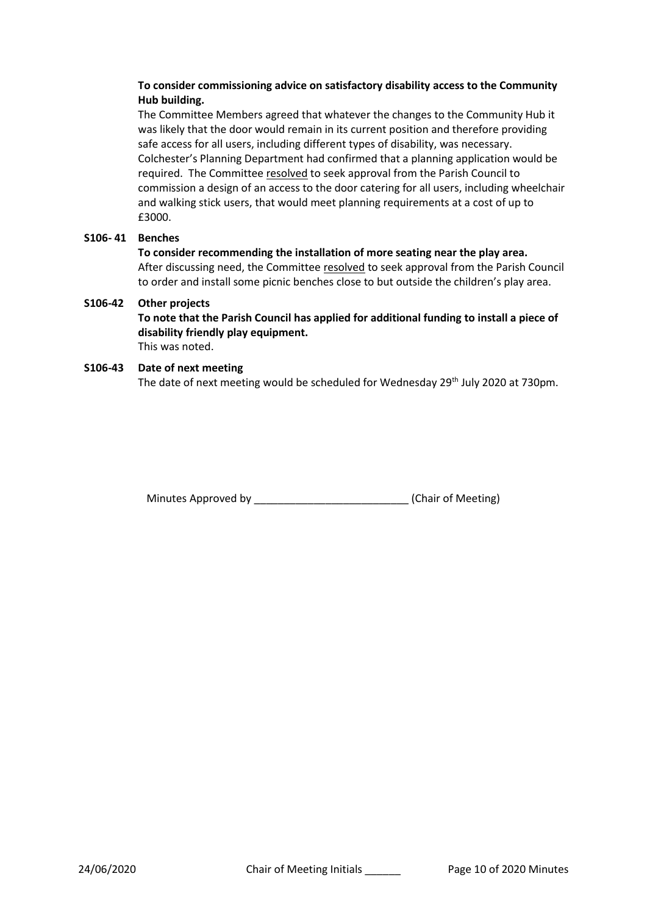**To consider commissioning advice on satisfactory disability access to the Community Hub building.**

The Committee Members agreed that whatever the changes to the Community Hub it was likely that the door would remain in its current position and therefore providing safe access for all users, including different types of disability, was necessary. Colchester's Planning Department had confirmed that a planning application would be required. The Committee resolved to seek approval from the Parish Council to commission a design of an access to the door catering for all users, including wheelchair and walking stick users, that would meet planning requirements at a cost of up to £3000.

**S106- 41 Benches**

**To consider recommending the installation of more seating near the play area.**

After discussing need, the Committee resolved to seek approval from the Parish Council to order and install some picnic benches close to but outside the children's play area.

**S106-42 Other projects**

**To note that the Parish Council has applied for additional funding to install a piece of disability friendly play equipment.**

This was noted.

**S106-43 Date of next meeting**

The date of next meeting would be scheduled for Wednesday 29th July 2020 at 730pm.

Minutes Approved by __________________________ (Chair of Meeting)

24/06/2020 Chair of Meeting Initials ______